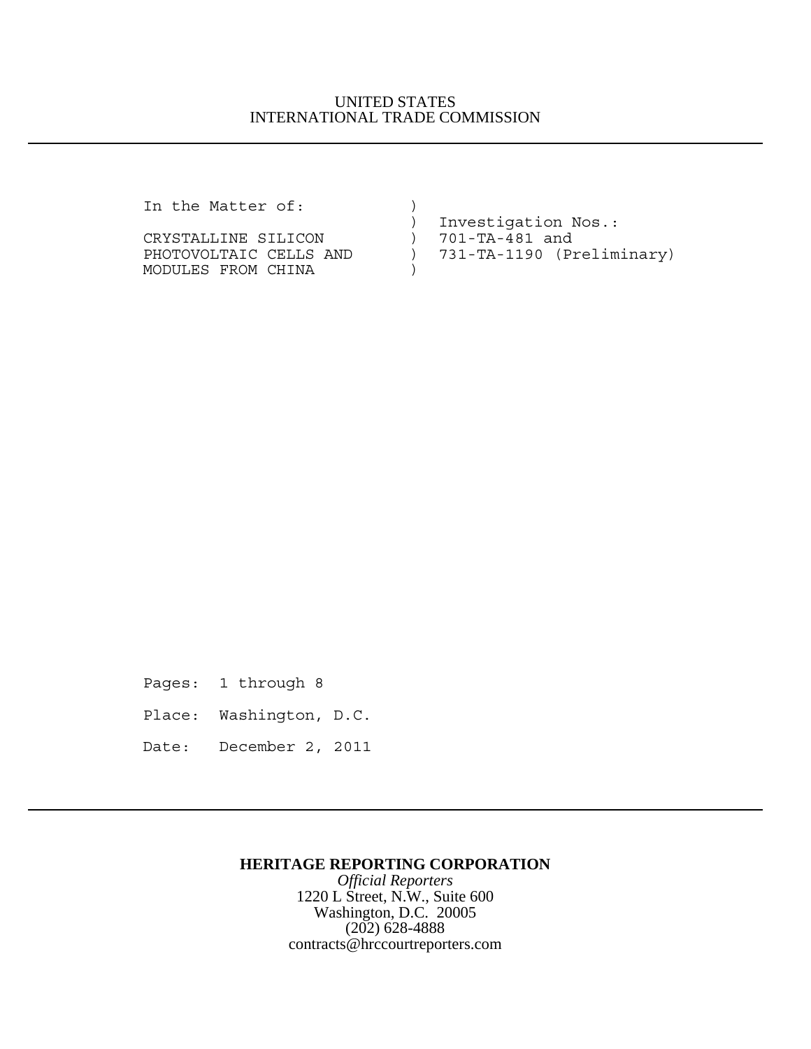UNITED STATES
INTERNATIONAL TRADE COMMISSION

---

```
In the Matter of:              )
                               )  Investigation Nos.:
CRYSTALLINE SILICON            )  701-TA-481 and
PHOTOVOLTAIC CELLS AND         )  731-TA-1190 (Preliminary)
MODULES FROM CHINA             )
```

Pages: 1 through 8

Place: Washington, D.C.

Date: December 2, 2011

---

**HERITAGE REPORTING CORPORATION**

*Official Reporters*

1220 L Street, N.W., Suite 600

Washington, D.C. 20005

(202) 628-4888

contracts@hrccourtreporters.com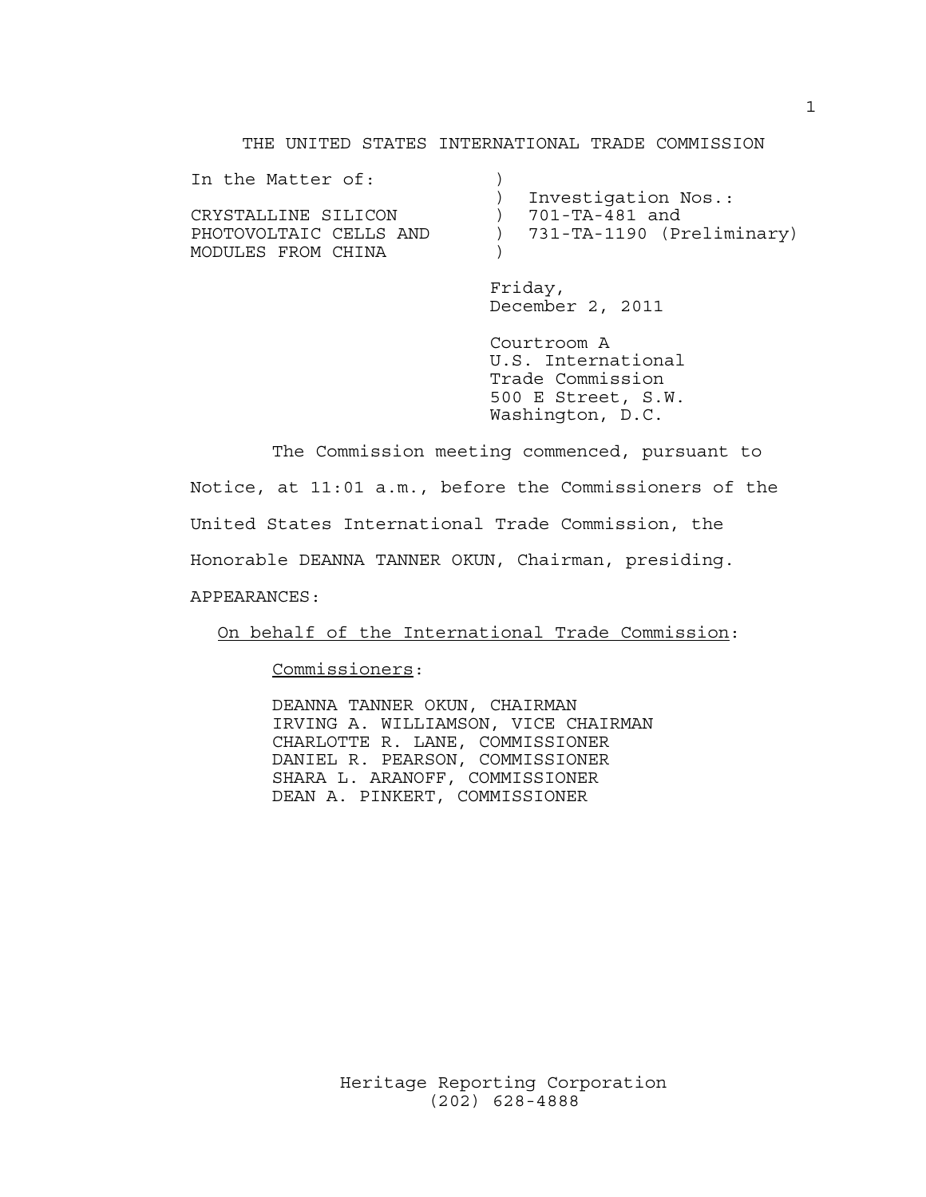THE UNITED STATES INTERNATIONAL TRADE COMMISSION

| In the Matter of: | ) | |
|---|---|---|
| | ) | Investigation Nos.: |
| CRYSTALLINE SILICON | ) | 701-TA-481 and |
| PHOTOVOLTAIC CELLS AND | ) | 731-TA-1190 (Preliminary) |
| MODULES FROM CHINA | ) | |

Friday,
December 2, 2011

Courtroom A
U.S. International
Trade Commission
500 E Street, S.W.
Washington, D.C.

The Commission meeting commenced, pursuant to Notice, at 11:01 a.m., before the Commissioners of the United States International Trade Commission, the Honorable DEANNA TANNER OKUN, Chairman, presiding.

APPEARANCES:

On behalf of the International Trade Commission:

Commissioners:

DEANNA TANNER OKUN, CHAIRMAN
IRVING A. WILLIAMSON, VICE CHAIRMAN
CHARLOTTE R. LANE, COMMISSIONER
DANIEL R. PEARSON, COMMISSIONER
SHARA L. ARANOFF, COMMISSIONER
DEAN A. PINKERT, COMMISSIONER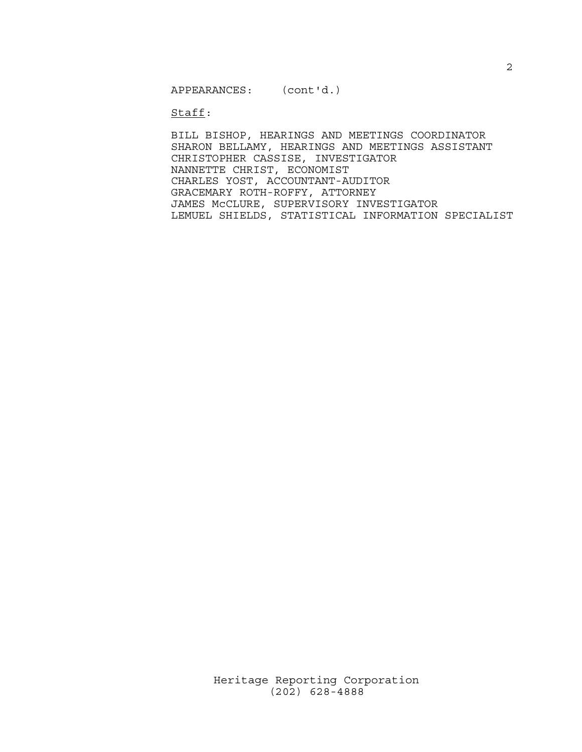APPEARANCES: (cont'd.)

Staff:

BILL BISHOP, HEARINGS AND MEETINGS COORDINATOR
SHARON BELLAMY, HEARINGS AND MEETINGS ASSISTANT
CHRISTOPHER CASSISE, INVESTIGATOR
NANNETTE CHRIST, ECONOMIST
CHARLES YOST, ACCOUNTANT-AUDITOR
GRACEMARY ROTH-ROFFY, ATTORNEY
JAMES McCLURE, SUPERVISORY INVESTIGATOR
LEMUEL SHIELDS, STATISTICAL INFORMATION SPECIALIST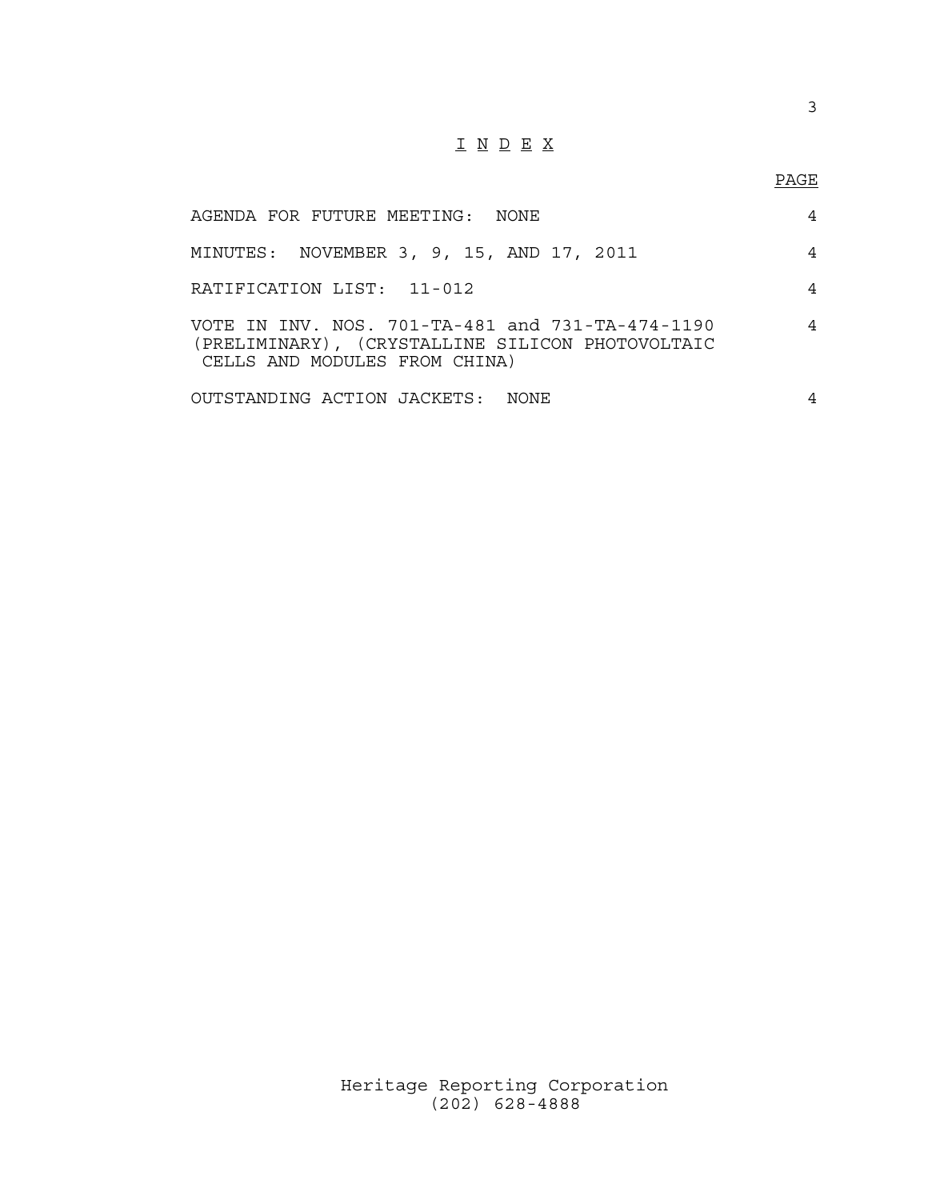# I N D E X

| | PAGE |
|---|---|
| AGENDA FOR FUTURE MEETING: NONE | 4 |
| MINUTES: NOVEMBER 3, 9, 15, AND 17, 2011 | 4 |
| RATIFICATION LIST: 11-012 | 4 |
| VOTE IN INV. NOS. 701-TA-481 and 731-TA-474-1190 (PRELIMINARY), (CRYSTALLINE SILICON PHOTOVOLTAIC CELLS AND MODULES FROM CHINA) | 4 |
| OUTSTANDING ACTION JACKETS: NONE | 4 |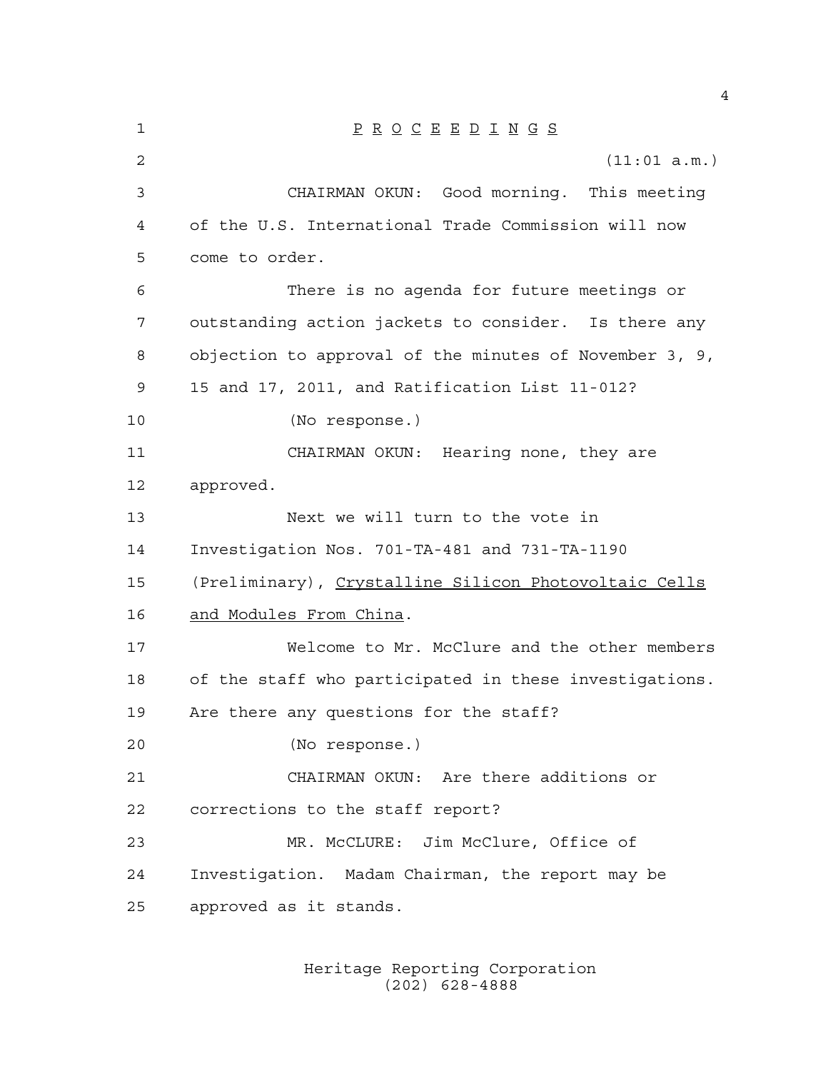P R O C E E D I N G S

(11:01 a.m.)

CHAIRMAN OKUN: Good morning. This meeting of the U.S. International Trade Commission will now come to order.

There is no agenda for future meetings or outstanding action jackets to consider. Is there any objection to approval of the minutes of November 3, 9, 15 and 17, 2011, and Ratification List 11-012?

(No response.)

CHAIRMAN OKUN: Hearing none, they are approved.

Next we will turn to the vote in Investigation Nos. 701-TA-481 and 731-TA-1190 (Preliminary), Crystalline Silicon Photovoltaic Cells and Modules From China.

Welcome to Mr. McClure and the other members of the staff who participated in these investigations. Are there any questions for the staff?

(No response.)

CHAIRMAN OKUN: Are there additions or corrections to the staff report?

MR. McCLURE: Jim McClure, Office of Investigation. Madam Chairman, the report may be approved as it stands.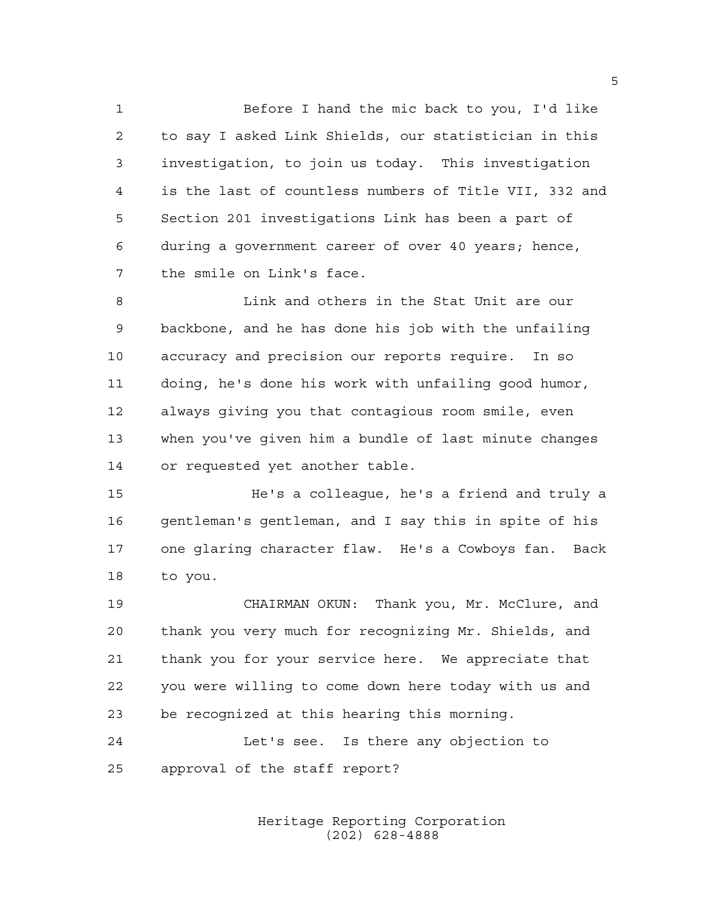Before I hand the mic back to you, I'd like to say I asked Link Shields, our statistician in this investigation, to join us today. This investigation is the last of countless numbers of Title VII, 332 and Section 201 investigations Link has been a part of during a government career of over 40 years; hence, the smile on Link's face.

Link and others in the Stat Unit are our backbone, and he has done his job with the unfailing accuracy and precision our reports require. In so doing, he's done his work with unfailing good humor, always giving you that contagious room smile, even when you've given him a bundle of last minute changes or requested yet another table.

He's a colleague, he's a friend and truly a gentleman's gentleman, and I say this in spite of his one glaring character flaw. He's a Cowboys fan. Back to you.

CHAIRMAN OKUN: Thank you, Mr. McClure, and thank you very much for recognizing Mr. Shields, and thank you for your service here. We appreciate that you were willing to come down here today with us and be recognized at this hearing this morning.

Let's see. Is there any objection to approval of the staff report?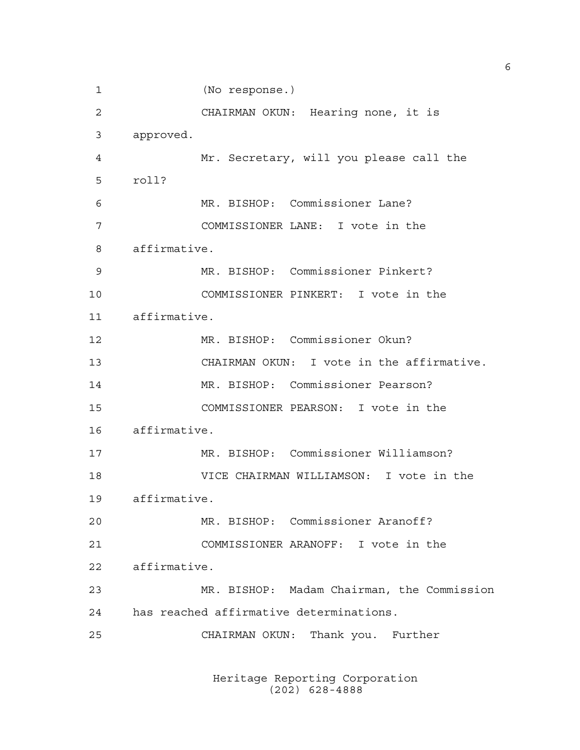(No response.)

CHAIRMAN OKUN: Hearing none, it is approved.

Mr. Secretary, will you please call the roll?

MR. BISHOP: Commissioner Lane?

COMMISSIONER LANE: I vote in the affirmative.

MR. BISHOP: Commissioner Pinkert?

COMMISSIONER PINKERT: I vote in the affirmative.

MR. BISHOP: Commissioner Okun?

CHAIRMAN OKUN: I vote in the affirmative.

MR. BISHOP: Commissioner Pearson?

COMMISSIONER PEARSON: I vote in the affirmative.

MR. BISHOP: Commissioner Williamson?

VICE CHAIRMAN WILLIAMSON: I vote in the affirmative.

MR. BISHOP: Commissioner Aranoff?

COMMISSIONER ARANOFF: I vote in the affirmative.

MR. BISHOP: Madam Chairman, the Commission has reached affirmative determinations.

CHAIRMAN OKUN: Thank you. Further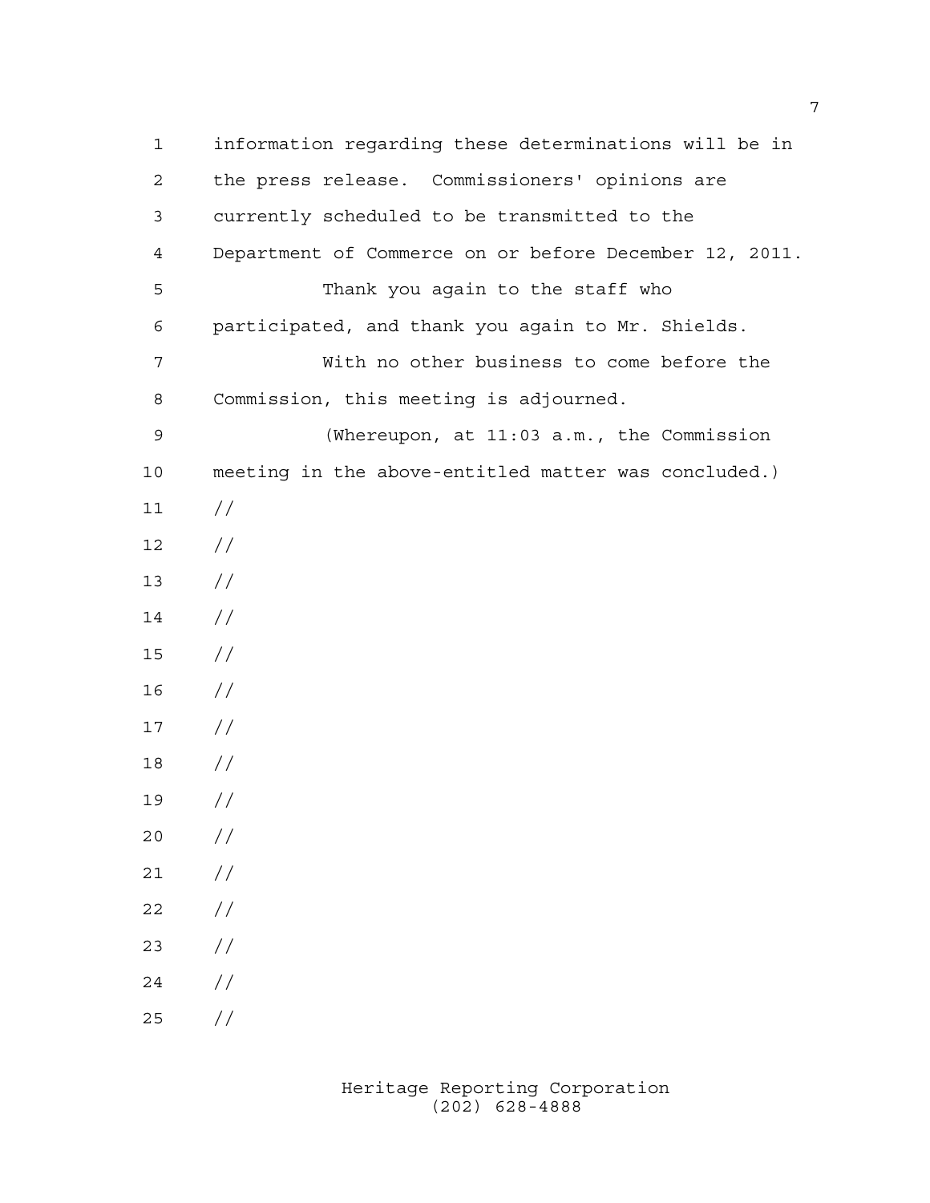information regarding these determinations will be in the press release. Commissioners' opinions are currently scheduled to be transmitted to the Department of Commerce on or before December 12, 2011.

Thank you again to the staff who participated, and thank you again to Mr. Shields.

With no other business to come before the Commission, this meeting is adjourned.

(Whereupon, at 11:03 a.m., the Commission meeting in the above-entitled matter was concluded.)

//

//

//

//

//

//

//

//

//

//

//

//

//

//

//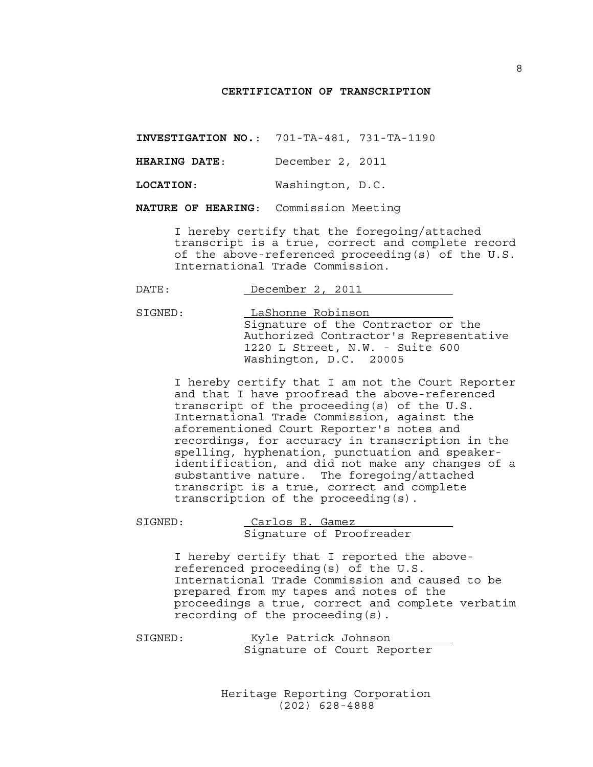## CERTIFICATION OF TRANSCRIPTION

**INVESTIGATION NO.**: 701-TA-481, 731-TA-1190

**HEARING DATE**: December 2, 2011

**LOCATION**: Washington, D.C.

**NATURE OF HEARING**: Commission Meeting

I hereby certify that the foregoing/attached transcript is a true, correct and complete record of the above-referenced proceeding(s) of the U.S. International Trade Commission.

DATE: December 2, 2011

SIGNED: LaShonne Robinson
Signature of the Contractor or the Authorized Contractor's Representative
1220 L Street, N.W. - Suite 600
Washington, D.C. 20005

I hereby certify that I am not the Court Reporter and that I have proofread the above-referenced transcript of the proceeding(s) of the U.S. International Trade Commission, against the aforementioned Court Reporter's notes and recordings, for accuracy in transcription in the spelling, hyphenation, punctuation and speaker-identification, and did not make any changes of a substantive nature. The foregoing/attached transcript is a true, correct and complete transcription of the proceeding(s).

SIGNED: Carlos E. Gamez
Signature of Proofreader

I hereby certify that I reported the above-referenced proceeding(s) of the U.S. International Trade Commission and caused to be prepared from my tapes and notes of the proceedings a true, correct and complete verbatim recording of the proceeding(s).

SIGNED: Kyle Patrick Johnson
Signature of Court Reporter